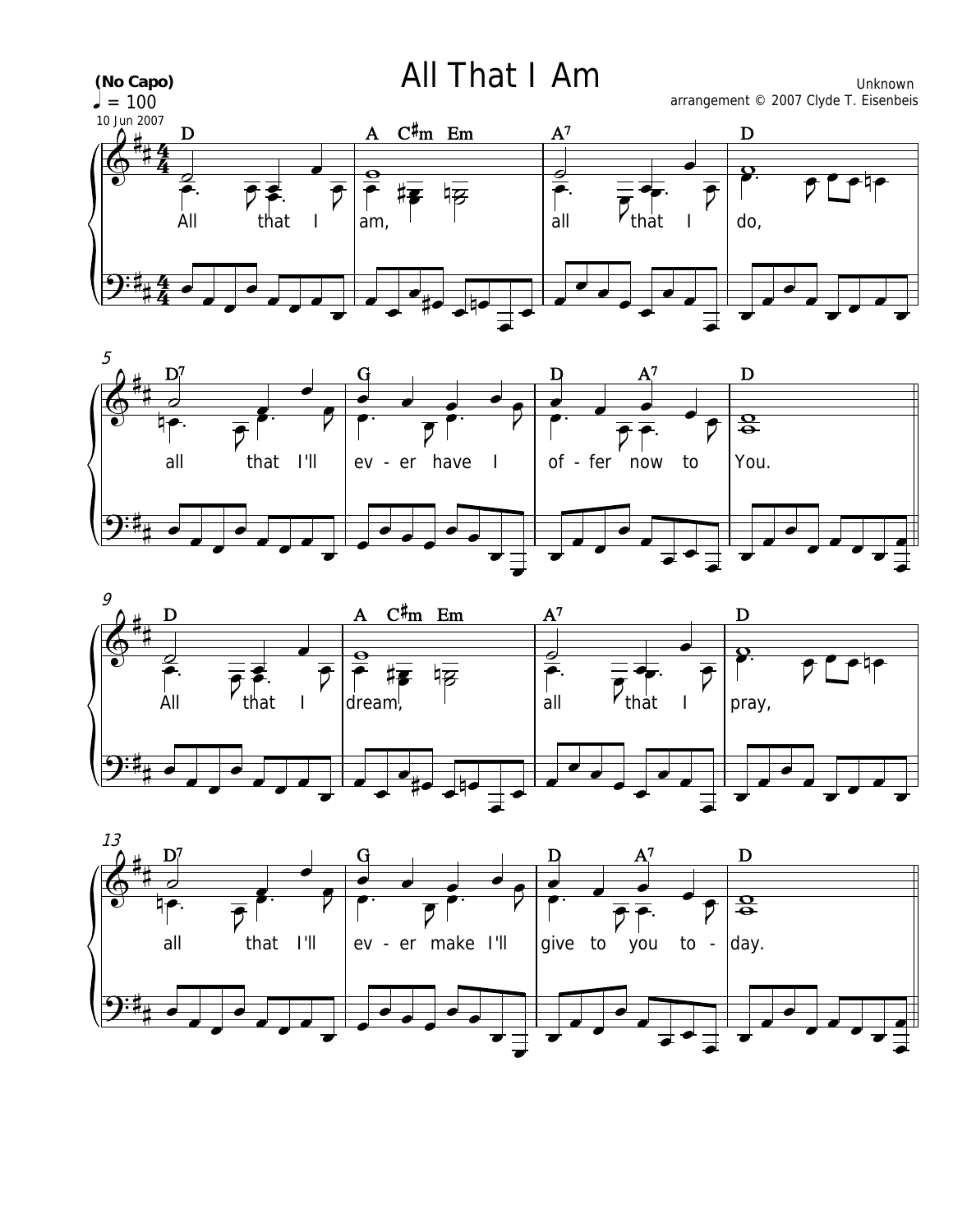# All That I Am

**(No Capo)**
♩ = 100
10 Jun 2007

Unknown
arrangement © 2007 Clyde T. Eisenbeis

D | A C♯m Em | A7 | D
All that I am, all that I do,

D7 | G | D A7 | D
all that I'll ev - er have I of - fer now to You.

D | A C♯m Em | A7 | D
All that I dream, all that I pray,

D7 | G | D A7 | D
all that I'll ev - er make I'll give to you to - day.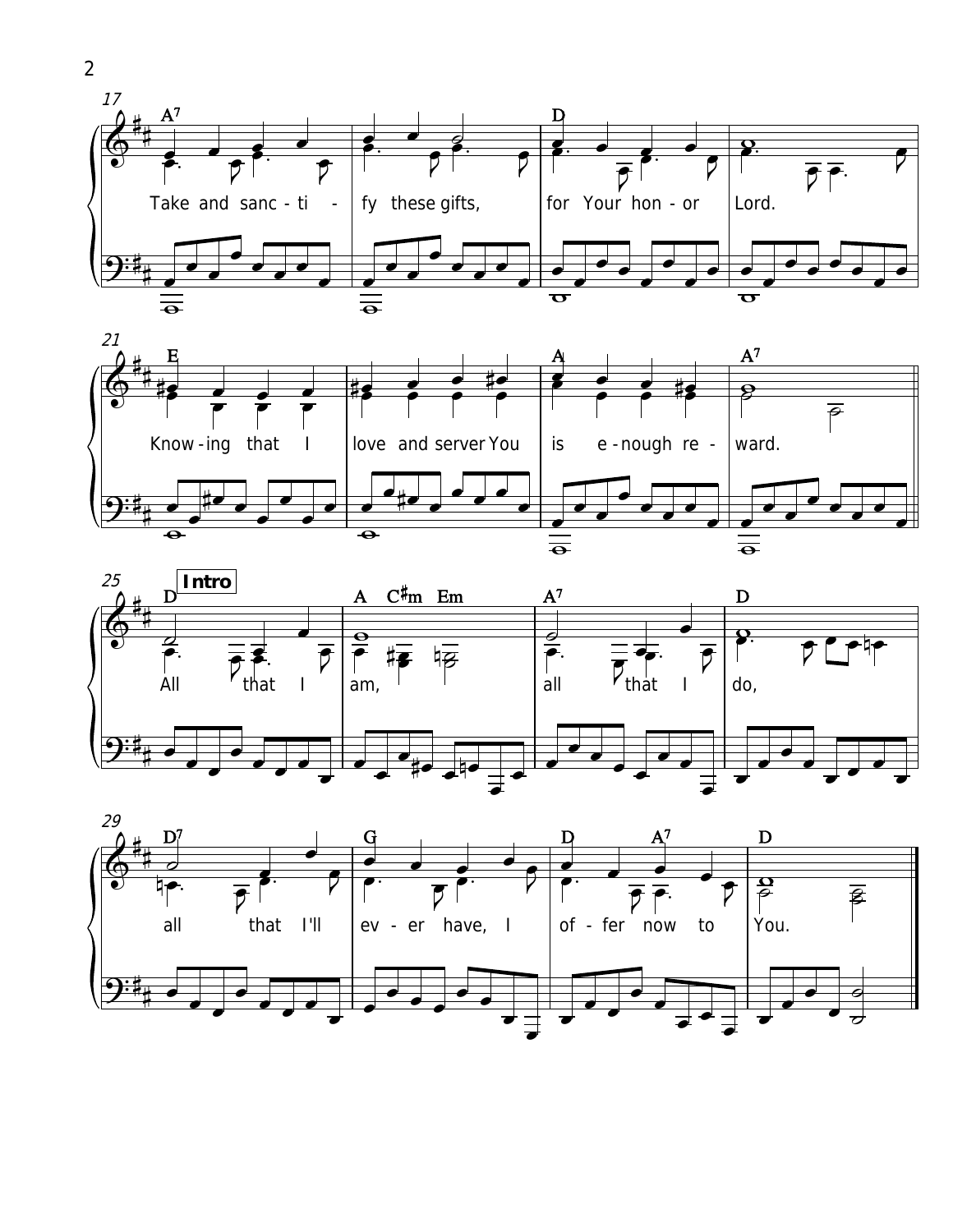17

A7 D

Take and sanc - ti - fy these gifts, for Your hon - or Lord.

21

E A A7

Know - ing that I love and server You is e - nough re - ward.

25

**Intro**

D A C♯m Em A7 D

All that I am, all that I do,

29

D7 G D A7 D

all that I'll ev - er have, I of - fer now to You.